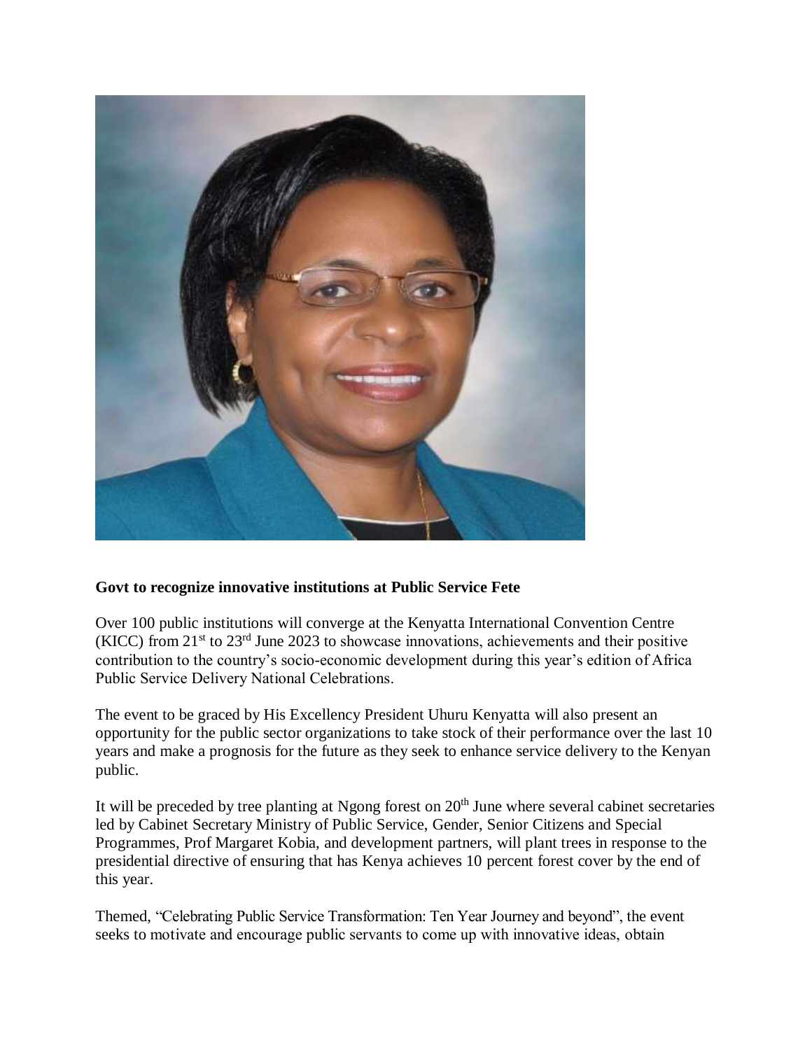**Govt to recognize innovative institutions at Public Service Fete**

Over 100 public institutions will converge at the Kenyatta International Convention Centre (KICC) from 21st to 23rd June 2023 to showcase innovations, achievements and their positive contribution to the country's socio-economic development during this year's edition of Africa Public Service Delivery National Celebrations.

The event to be graced by His Excellency President Uhuru Kenyatta will also present an opportunity for the public sector organizations to take stock of their performance over the last 10 years and make a prognosis for the future as they seek to enhance service delivery to the Kenyan public.

It will be preceded by tree planting at Ngong forest on 20th June where several cabinet secretaries led by Cabinet Secretary Ministry of Public Service, Gender, Senior Citizens and Special Programmes, Prof Margaret Kobia, and development partners, will plant trees in response to the presidential directive of ensuring that has Kenya achieves 10 percent forest cover by the end of this year.

Themed, "Celebrating Public Service Transformation: Ten Year Journey and beyond", the event seeks to motivate and encourage public servants to come up with innovative ideas, obtain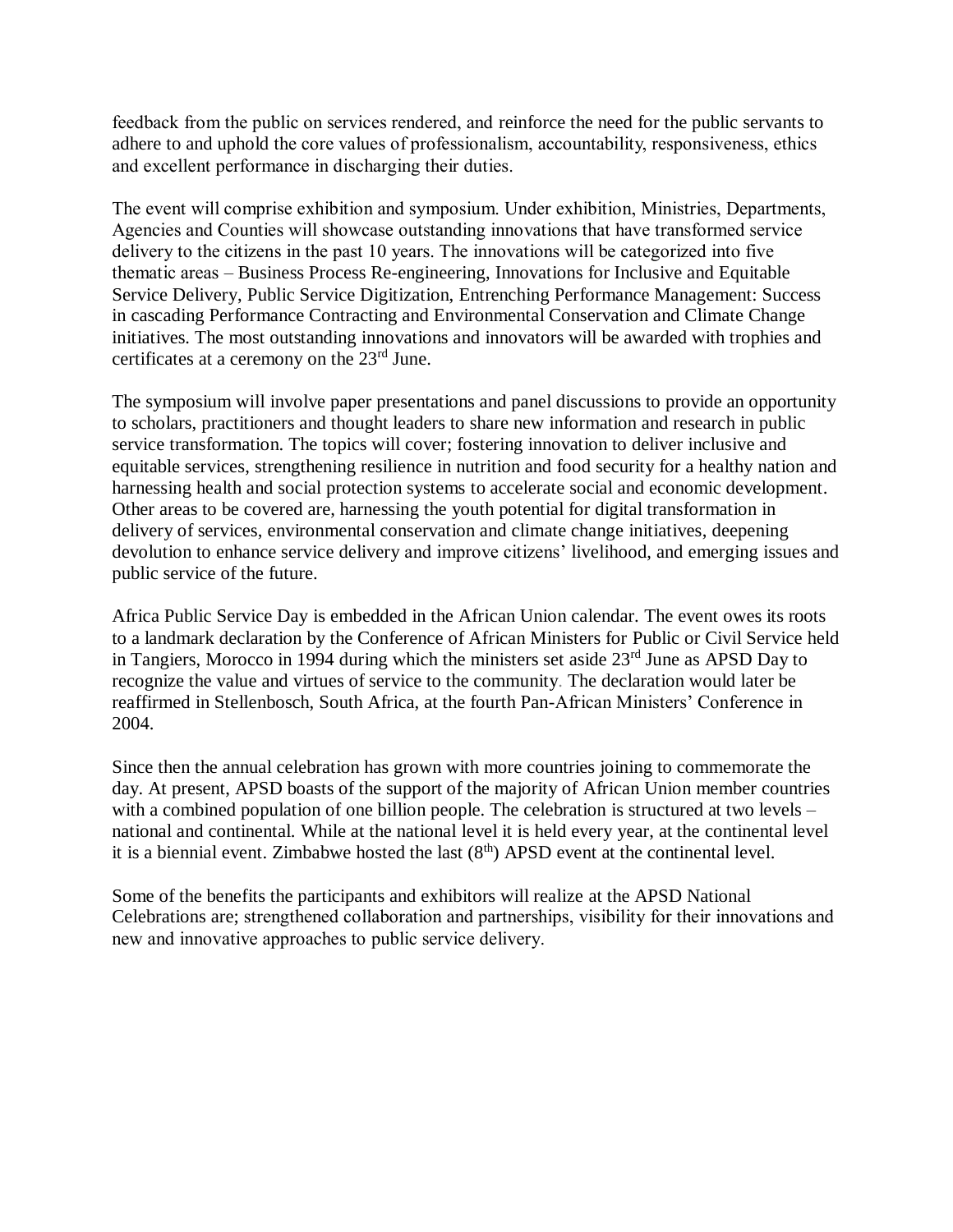feedback from the public on services rendered, and reinforce the need for the public servants to adhere to and uphold the core values of professionalism, accountability, responsiveness, ethics and excellent performance in discharging their duties.

The event will comprise exhibition and symposium. Under exhibition, Ministries, Departments, Agencies and Counties will showcase outstanding innovations that have transformed service delivery to the citizens in the past 10 years. The innovations will be categorized into five thematic areas – Business Process Re-engineering, Innovations for Inclusive and Equitable Service Delivery, Public Service Digitization, Entrenching Performance Management: Success in cascading Performance Contracting and Environmental Conservation and Climate Change initiatives. The most outstanding innovations and innovators will be awarded with trophies and certificates at a ceremony on the 23rd June.

The symposium will involve paper presentations and panel discussions to provide an opportunity to scholars, practitioners and thought leaders to share new information and research in public service transformation. The topics will cover; fostering innovation to deliver inclusive and equitable services, strengthening resilience in nutrition and food security for a healthy nation and harnessing health and social protection systems to accelerate social and economic development. Other areas to be covered are, harnessing the youth potential for digital transformation in delivery of services, environmental conservation and climate change initiatives, deepening devolution to enhance service delivery and improve citizens' livelihood, and emerging issues and public service of the future.

Africa Public Service Day is embedded in the African Union calendar. The event owes its roots to a landmark declaration by the Conference of African Ministers for Public or Civil Service held in Tangiers, Morocco in 1994 during which the ministers set aside 23rd June as APSD Day to recognize the value and virtues of service to the community. The declaration would later be reaffirmed in Stellenbosch, South Africa, at the fourth Pan-African Ministers' Conference in 2004.

Since then the annual celebration has grown with more countries joining to commemorate the day. At present, APSD boasts of the support of the majority of African Union member countries with a combined population of one billion people. The celebration is structured at two levels – national and continental. While at the national level it is held every year, at the continental level it is a biennial event. Zimbabwe hosted the last (8th) APSD event at the continental level.

Some of the benefits the participants and exhibitors will realize at the APSD National Celebrations are; strengthened collaboration and partnerships, visibility for their innovations and new and innovative approaches to public service delivery.